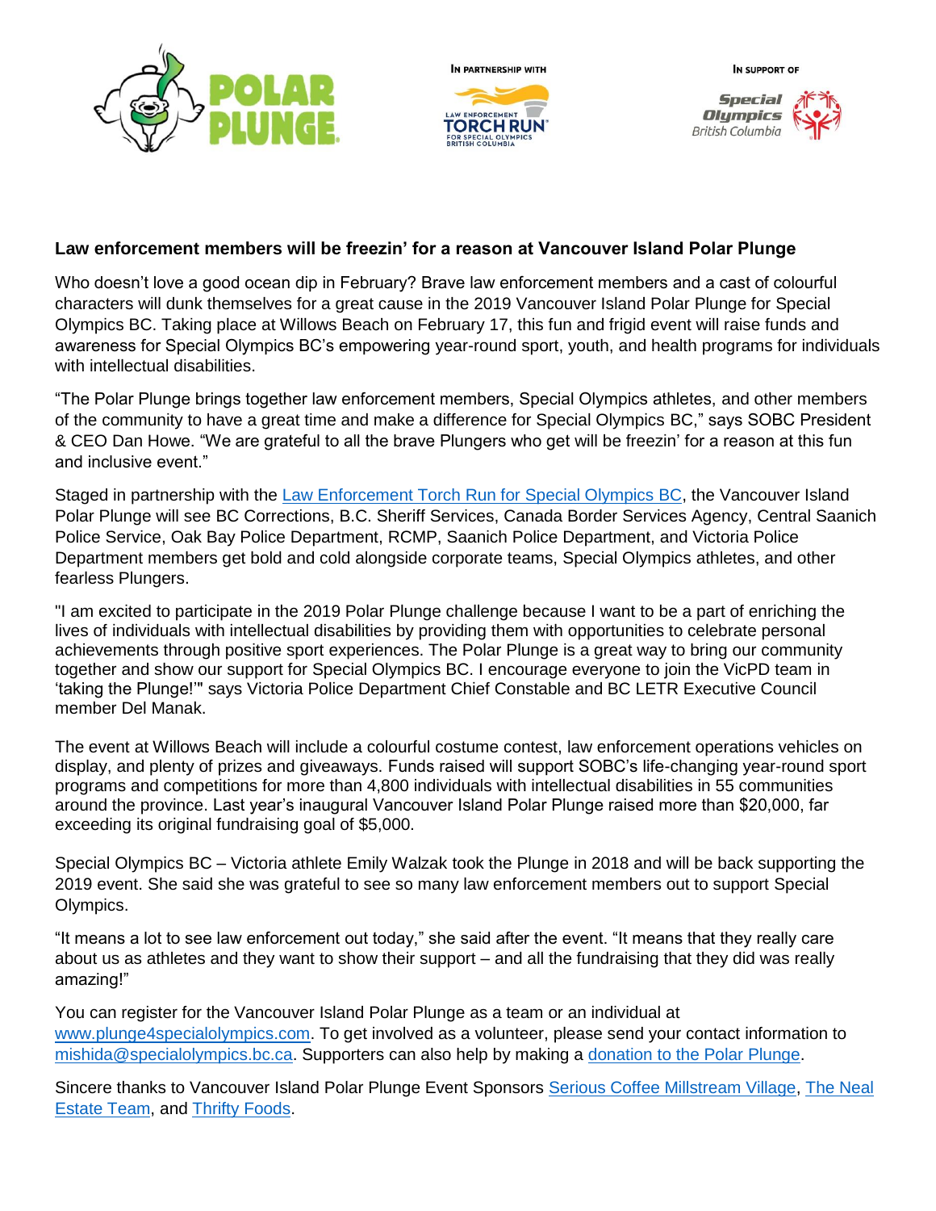IN PARTNERSHIP WITH

IN SUPPORT OF

**Law enforcement members will be freezin' for a reason at Vancouver Island Polar Plunge**

Who doesn't love a good ocean dip in February? Brave law enforcement members and a cast of colourful characters will dunk themselves for a great cause in the 2019 Vancouver Island Polar Plunge for Special Olympics BC. Taking place at Willows Beach on February 17, this fun and frigid event will raise funds and awareness for Special Olympics BC's empowering year-round sport, youth, and health programs for individuals with intellectual disabilities.

"The Polar Plunge brings together law enforcement members, Special Olympics athletes, and other members of the community to have a great time and make a difference for Special Olympics BC," says SOBC President & CEO Dan Howe. "We are grateful to all the brave Plungers who get will be freezin' for a reason at this fun and inclusive event."

Staged in partnership with the Law Enforcement Torch Run for Special Olympics BC, the Vancouver Island Polar Plunge will see BC Corrections, B.C. Sheriff Services, Canada Border Services Agency, Central Saanich Police Service, Oak Bay Police Department, RCMP, Saanich Police Department, and Victoria Police Department members get bold and cold alongside corporate teams, Special Olympics athletes, and other fearless Plungers.

"I am excited to participate in the 2019 Polar Plunge challenge because I want to be a part of enriching the lives of individuals with intellectual disabilities by providing them with opportunities to celebrate personal achievements through positive sport experiences. The Polar Plunge is a great way to bring our community together and show our support for Special Olympics BC. I encourage everyone to join the VicPD team in 'taking the Plunge!'" says Victoria Police Department Chief Constable and BC LETR Executive Council member Del Manak.

The event at Willows Beach will include a colourful costume contest, law enforcement operations vehicles on display, and plenty of prizes and giveaways. Funds raised will support SOBC's life-changing year-round sport programs and competitions for more than 4,800 individuals with intellectual disabilities in 55 communities around the province. Last year's inaugural Vancouver Island Polar Plunge raised more than $20,000, far exceeding its original fundraising goal of $5,000.

Special Olympics BC – Victoria athlete Emily Walzak took the Plunge in 2018 and will be back supporting the 2019 event. She said she was grateful to see so many law enforcement members out to support Special Olympics.

"It means a lot to see law enforcement out today," she said after the event. "It means that they really care about us as athletes and they want to show their support – and all the fundraising that they did was really amazing!"

You can register for the Vancouver Island Polar Plunge as a team or an individual at www.plunge4specialolympics.com. To get involved as a volunteer, please send your contact information to mishida@specialolympics.bc.ca. Supporters can also help by making a donation to the Polar Plunge.

Sincere thanks to Vancouver Island Polar Plunge Event Sponsors Serious Coffee Millstream Village, The Neal Estate Team, and Thrifty Foods.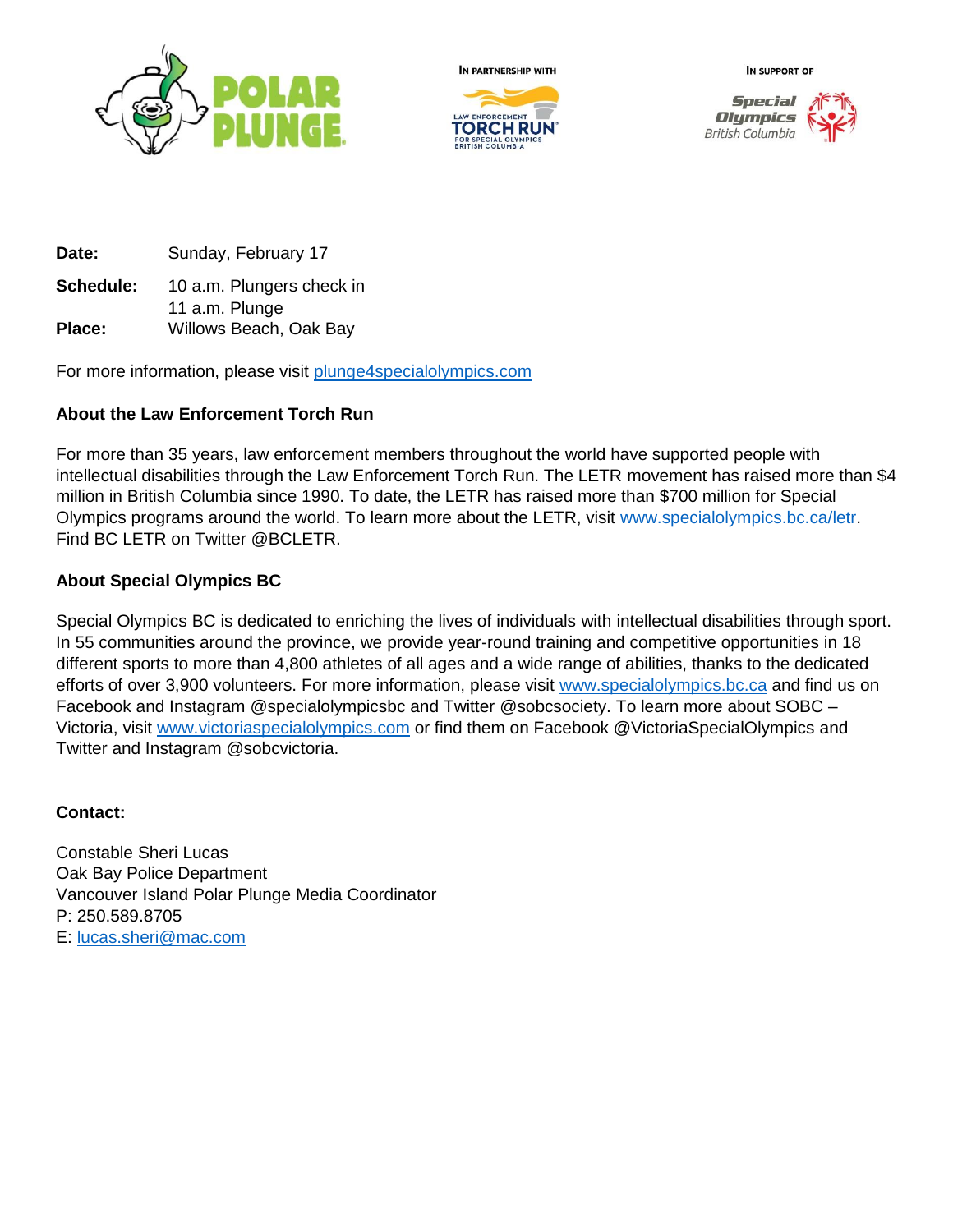**Date:** Sunday, February 17

**Schedule:** 10 a.m. Plungers check in
11 a.m. Plunge

**Place:** Willows Beach, Oak Bay

For more information, please visit plunge4specialolympics.com

**About the Law Enforcement Torch Run**

For more than 35 years, law enforcement members throughout the world have supported people with intellectual disabilities through the Law Enforcement Torch Run. The LETR movement has raised more than $4 million in British Columbia since 1990. To date, the LETR has raised more than $700 million for Special Olympics programs around the world. To learn more about the LETR, visit www.specialolympics.bc.ca/letr. Find BC LETR on Twitter @BCLETR.

**About Special Olympics BC**

Special Olympics BC is dedicated to enriching the lives of individuals with intellectual disabilities through sport. In 55 communities around the province, we provide year-round training and competitive opportunities in 18 different sports to more than 4,800 athletes of all ages and a wide range of abilities, thanks to the dedicated efforts of over 3,900 volunteers. For more information, please visit www.specialolympics.bc.ca and find us on Facebook and Instagram @specialolympicsbc and Twitter @sobcsociety. To learn more about SOBC – Victoria, visit www.victoriaspecialolympics.com or find them on Facebook @VictoriaSpecialOlympics and Twitter and Instagram @sobcvictoria.

**Contact:**

Constable Sheri Lucas
Oak Bay Police Department
Vancouver Island Polar Plunge Media Coordinator
P: 250.589.8705
E: lucas.sheri@mac.com